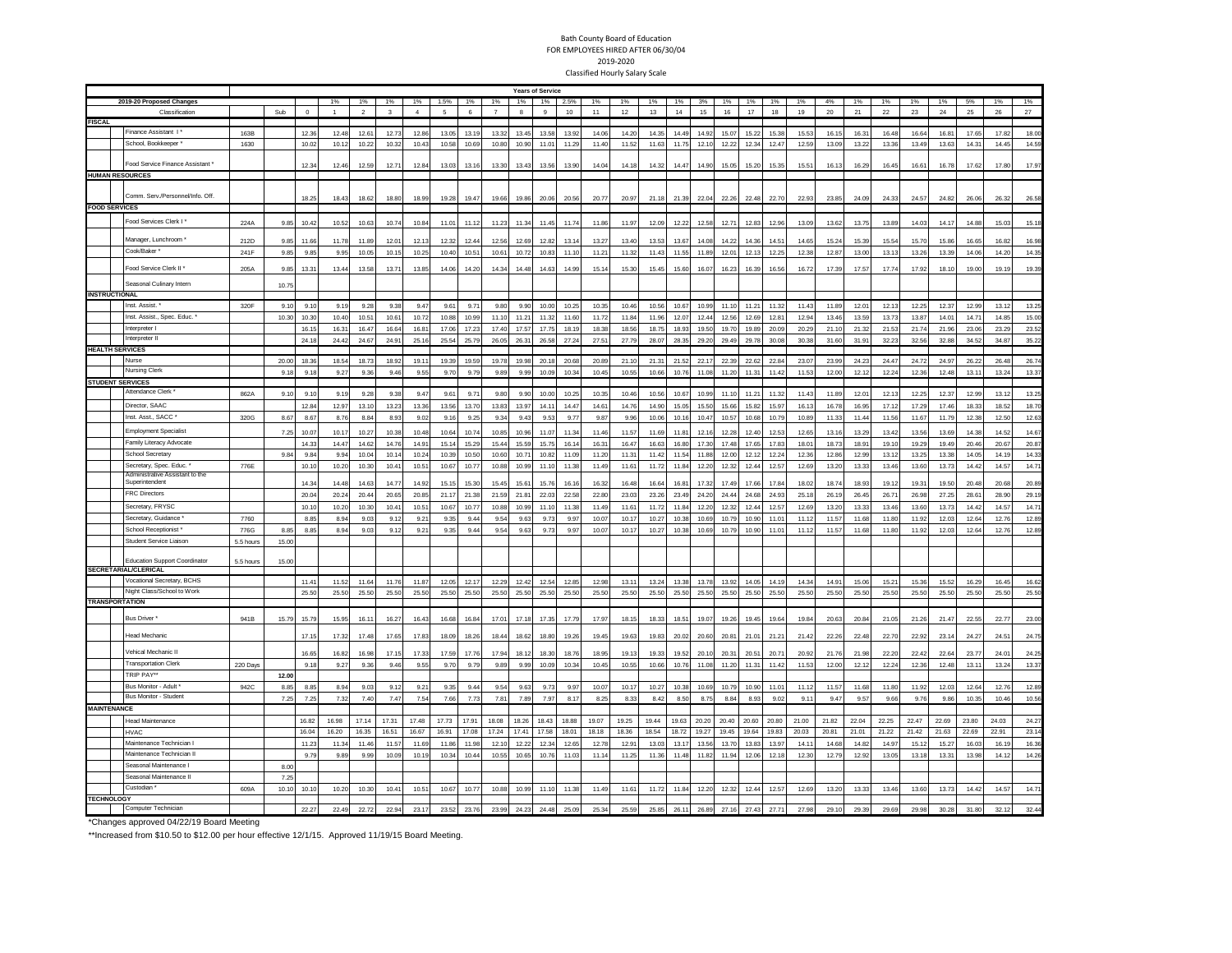# Bath County Board of Education
## FOR EMPLOYEES HIRED AFTER 06/30/04
### 2019-2020
### Classified Hourly Salary Scale

| | | | Years of Service | | | | | | | | | | | | | | | | | | | | | | | | | | | |
|---|---|---|---|---|---|---|---|---|---|---|---|---|---|---|---|---|---|---|---|---|---|---|---|---|---|---|---|---|---|---|
| **2019-20 Proposed Changes** | | | | 1% | 1% | 1% | 1% | 1.5% | 1% | 1% | 1% | 1% | 2.5% | 1% | 1% | 1% | 1% | 3% | 1% | 1% | 1% | 1% | 4% | 1% | 1% | 1% | 1% | 5% | 1% | 1% |
| Classification | | Sub | 0 | 1 | 2 | 3 | 4 | 5 | 6 | 7 | 8 | 9 | 10 | 11 | 12 | 13 | 14 | 15 | 16 | 17 | 18 | 19 | 20 | 21 | 22 | 23 | 24 | 25 | 26 | 27 |
| **FISCAL** | | | | | | | | | | | | | | | | | | | | | | | | | | | | | | |
| Finance Assistant I * | 163B | | 12.36 | 12.48 | 12.61 | 12.73 | 12.86 | 13.05 | 13.19 | 13.32 | 13.45 | 13.58 | 13.92 | 14.06 | 14.20 | 14.35 | 14.49 | 14.92 | 15.07 | 15.22 | 15.38 | 15.53 | 16.15 | 16.31 | 16.48 | 16.64 | 16.81 | 17.65 | 17.82 | 18.00 |
| School, Bookkeeper * | 1630 | | 10.02 | 10.12 | 10.22 | 10.32 | 10.43 | 10.58 | 10.69 | 10.80 | 10.90 | 11.01 | 11.29 | 11.40 | 11.52 | 11.63 | 11.75 | 12.10 | 12.22 | 12.34 | 12.47 | 12.59 | 13.09 | 13.22 | 13.36 | 13.49 | 13.63 | 14.31 | 14.45 | 14.59 |
| Food Service Finance Assistant * | | | 12.34 | 12.46 | 12.59 | 12.71 | 12.84 | 13.03 | 13.16 | 13.30 | 13.43 | 13.56 | 13.90 | 14.04 | 14.18 | 14.32 | 14.47 | 14.90 | 15.05 | 15.20 | 15.35 | 15.51 | 16.13 | 16.29 | 16.45 | 16.61 | 16.78 | 17.62 | 17.80 | 17.97 |
| **HUMAN RESOURCES** | | | | | | | | | | | | | | | | | | | | | | | | | | | | | | |
| Comm. Serv./Personnel/Info. Off. | | | 18.25 | 18.43 | 18.62 | 18.80 | 18.99 | 19.28 | 19.47 | 19.66 | 19.86 | 20.06 | 20.56 | 20.77 | 20.97 | 21.18 | 21.39 | 22.04 | 22.26 | 22.48 | 22.70 | 22.93 | 23.85 | 24.09 | 24.33 | 24.57 | 24.82 | 26.06 | 26.32 | 26.58 |
| **FOOD SERVICES** | | | | | | | | | | | | | | | | | | | | | | | | | | | | | | |
| Food Services Clerk I * | 224A | 9.85 | 10.42 | 10.52 | 10.63 | 10.74 | 10.84 | 11.01 | 11.12 | 11.23 | 11.34 | 11.45 | 11.74 | 11.86 | 11.97 | 12.09 | 12.22 | 12.58 | 12.71 | 12.83 | 12.96 | 13.09 | 13.62 | 13.75 | 13.89 | 14.03 | 14.17 | 14.88 | 15.03 | 15.18 |
| Manager, Lunchroom * | 212D | 9.85 | 11.66 | 11.78 | 11.89 | 12.01 | 12.13 | 12.32 | 12.44 | 12.56 | 12.69 | 12.82 | 13.14 | 13.27 | 13.40 | 13.53 | 13.67 | 14.08 | 14.22 | 14.36 | 14.51 | 14.65 | 15.24 | 15.39 | 15.54 | 15.70 | 15.86 | 16.65 | 16.82 | 16.98 |
| Cook/Baker * | 241F | 9.85 | 9.85 | 9.95 | 10.05 | 10.15 | 10.25 | 10.40 | 10.51 | 10.61 | 10.72 | 10.83 | 11.10 | 11.21 | 11.32 | 11.43 | 11.55 | 11.89 | 12.01 | 12.13 | 12.25 | 12.38 | 12.87 | 13.00 | 13.13 | 13.26 | 13.39 | 14.06 | 14.20 | 14.35 |
| Food Service Clerk II * | 205A | 9.85 | 13.31 | 13.44 | 13.58 | 13.71 | 13.85 | 14.06 | 14.20 | 14.34 | 14.48 | 14.63 | 14.99 | 15.14 | 15.30 | 15.45 | 15.60 | 16.07 | 16.23 | 16.39 | 16.56 | 16.72 | 17.39 | 17.57 | 17.74 | 17.92 | 18.10 | 19.00 | 19.19 | 19.39 |
| Seasonal Culinary Intern | | 10.75 | | | | | | | | | | | | | | | | | | | | | | | | | | | | |
| **INSTRUCTIONAL** | | | | | | | | | | | | | | | | | | | | | | | | | | | | | | |
| Inst. Assist. * | 320F | 9.10 | 9.10 | 9.19 | 9.28 | 9.38 | 9.47 | 9.61 | 9.71 | 9.80 | 9.90 | 10.00 | 10.25 | 10.35 | 10.46 | 10.56 | 10.67 | 10.99 | 11.10 | 11.21 | 11.32 | 11.43 | 11.89 | 12.01 | 12.13 | 12.25 | 12.37 | 12.99 | 13.12 | 13.25 |
| Inst. Assist., Spec. Educ. * | | 10.30 | 10.30 | 10.40 | 10.51 | 10.61 | 10.72 | 10.88 | 10.99 | 11.10 | 11.21 | 11.32 | 11.60 | 11.72 | 11.84 | 11.96 | 12.07 | 12.44 | 12.56 | 12.69 | 12.81 | 12.94 | 13.46 | 13.59 | 13.73 | 13.87 | 14.01 | 14.71 | 14.85 | 15.00 |
| Interpreter I | | | 16.15 | 16.31 | 16.47 | 16.64 | 16.81 | 17.06 | 17.23 | 17.40 | 17.57 | 17.75 | 18.19 | 18.38 | 18.56 | 18.75 | 18.93 | 19.50 | 19.70 | 19.89 | 20.09 | 20.29 | 21.10 | 21.32 | 21.53 | 21.74 | 21.96 | 23.06 | 23.29 | 23.52 |
| Interpreter II | | | 24.18 | 24.42 | 24.67 | 24.91 | 25.16 | 25.54 | 25.79 | 26.05 | 26.31 | 26.58 | 27.24 | 27.51 | 27.79 | 28.07 | 28.35 | 29.20 | 29.49 | 29.78 | 30.08 | 30.38 | 31.60 | 31.91 | 32.23 | 32.56 | 32.88 | 34.52 | 34.87 | 35.22 |
| **HEALTH SERVICES** | | | | | | | | | | | | | | | | | | | | | | | | | | | | | | |
| Nurse | | 20.00 | 18.36 | 18.54 | 18.73 | 18.92 | 19.11 | 19.39 | 19.59 | 19.78 | 19.98 | 20.18 | 20.68 | 20.89 | 21.10 | 21.31 | 21.52 | 22.17 | 22.39 | 22.62 | 22.84 | 23.07 | 23.99 | 24.23 | 24.47 | 24.72 | 24.97 | 26.22 | 26.48 | 26.74 |
| Nursing Clerk | | 9.18 | 9.18 | 9.27 | 9.36 | 9.46 | 9.55 | 9.70 | 9.79 | 9.89 | 9.99 | 10.09 | 10.34 | 10.45 | 10.55 | 10.66 | 10.76 | 11.08 | 11.20 | 11.31 | 11.42 | 11.53 | 12.00 | 12.12 | 12.24 | 12.36 | 12.48 | 13.11 | 13.24 | 13.37 |
| **STUDENT SERVICES** | | | | | | | | | | | | | | | | | | | | | | | | | | | | | | |
| Attendance Clerk * | 862A | 9.10 | 9.10 | 9.19 | 9.28 | 9.38 | 9.47 | 9.61 | 9.71 | 9.80 | 9.90 | 10.00 | 10.25 | 10.35 | 10.46 | 10.56 | 10.67 | 10.99 | 11.10 | 11.21 | 11.32 | 11.43 | 11.89 | 12.01 | 12.13 | 12.25 | 12.37 | 12.99 | 13.12 | 13.25 |
| Director, SAAC | | | 12.84 | 12.97 | 13.10 | 13.23 | 13.36 | 13.56 | 13.70 | 13.83 | 13.97 | 14.11 | 14.47 | 14.61 | 14.76 | 14.90 | 15.05 | 15.50 | 15.66 | 15.82 | 15.97 | 16.13 | 16.78 | 16.95 | 17.12 | 17.29 | 17.46 | 18.33 | 18.52 | 18.70 |
| Inst. Asst., SACC * | 320G | 8.67 | 8.67 | 8.76 | 8.84 | 8.93 | 9.02 | 9.16 | 9.25 | 9.34 | 9.43 | 9.53 | 9.77 | 9.87 | 9.96 | 10.06 | 10.16 | 10.47 | 10.57 | 10.68 | 10.79 | 10.89 | 11.33 | 11.44 | 11.56 | 11.67 | 11.79 | 12.38 | 12.50 | 12.63 |
| Employment Specialist | | 7.25 | 10.07 | 10.17 | 10.27 | 10.38 | 10.48 | 10.64 | 10.74 | 10.85 | 10.96 | 11.07 | 11.34 | 11.46 | 11.57 | 11.69 | 11.81 | 12.16 | 12.28 | 12.40 | 12.53 | 12.65 | 13.16 | 13.29 | 13.42 | 13.56 | 13.69 | 14.38 | 14.52 | 14.67 |
| Family Literacy Advocate | | | 14.33 | 14.47 | 14.62 | 14.76 | 14.91 | 15.14 | 15.29 | 15.44 | 15.59 | 15.75 | 16.14 | 16.31 | 16.47 | 16.63 | 16.80 | 17.30 | 17.48 | 17.65 | 17.83 | 18.01 | 18.73 | 18.91 | 19.10 | 19.29 | 19.49 | 20.46 | 20.67 | 20.87 |
| School Secretary | | 9.84 | 9.84 | 9.94 | 10.04 | 10.14 | 10.24 | 10.39 | 10.50 | 10.60 | 10.71 | 10.82 | 11.09 | 11.20 | 11.31 | 11.42 | 11.54 | 11.88 | 12.00 | 12.12 | 12.24 | 12.36 | 12.86 | 12.99 | 13.12 | 13.25 | 13.38 | 14.05 | 14.19 | 14.33 |
| Secretary, Spec. Educ. * | 776E | | 10.10 | 10.20 | 10.30 | 10.41 | 10.51 | 10.67 | 10.77 | 10.88 | 10.99 | 11.10 | 11.38 | 11.49 | 11.61 | 11.72 | 11.84 | 12.20 | 12.32 | 12.44 | 12.57 | 12.69 | 13.20 | 13.33 | 13.46 | 13.60 | 13.73 | 14.42 | 14.57 | 14.71 |
| Administrative Assistant to the Superintendent | | | 14.34 | 14.48 | 14.63 | 14.77 | 14.92 | 15.15 | 15.30 | 15.45 | 15.61 | 15.76 | 16.16 | 16.32 | 16.48 | 16.64 | 16.81 | 17.32 | 17.49 | 17.66 | 17.84 | 18.02 | 18.74 | 18.93 | 19.12 | 19.31 | 19.50 | 20.48 | 20.68 | 20.89 |
| FRC Directors | | | 20.04 | 20.24 | 20.44 | 20.65 | 20.85 | 21.17 | 21.38 | 21.59 | 21.81 | 22.03 | 22.58 | 22.80 | 23.03 | 23.26 | 23.49 | 24.20 | 24.44 | 24.68 | 24.93 | 25.18 | 26.19 | 26.45 | 26.71 | 26.98 | 27.25 | 28.61 | 28.90 | 29.19 |
| Secretary, FRYSC | | | 10.10 | 10.20 | 10.30 | 10.41 | 10.51 | 10.67 | 10.77 | 10.88 | 10.99 | 11.10 | 11.38 | 11.49 | 11.61 | 11.72 | 11.84 | 12.20 | 12.32 | 12.44 | 12.57 | 12.69 | 13.20 | 13.33 | 13.46 | 13.60 | 13.73 | 14.42 | 14.57 | 14.71 |
| Secretary, Guidance * | 7760 | | 8.85 | 8.94 | 9.03 | 9.12 | 9.21 | 9.35 | 9.44 | 9.54 | 9.63 | 9.73 | 9.97 | 10.07 | 10.17 | 10.27 | 10.38 | 10.69 | 10.79 | 10.90 | 11.01 | 11.12 | 11.57 | 11.68 | 11.80 | 11.92 | 12.03 | 12.64 | 12.76 | 12.89 |
| School Receptionist * | 776G | 8.85 | 8.85 | 8.94 | 9.03 | 9.12 | 9.21 | 9.35 | 9.44 | 9.54 | 9.63 | 9.73 | 9.97 | 10.07 | 10.17 | 10.27 | 10.38 | 10.69 | 10.79 | 10.90 | 11.01 | 11.12 | 11.57 | 11.68 | 11.80 | 11.92 | 12.03 | 12.64 | 12.76 | 12.89 |
| Student Service Liaison | 5.5 hours | 15.00 | | | | | | | | | | | | | | | | | | | | | | | | | | | | |
| Education Support Coordinator | 5.5 hours | 15.00 | | | | | | | | | | | | | | | | | | | | | | | | | | | | |
| **SECRETARIAL/CLERICAL** | | | | | | | | | | | | | | | | | | | | | | | | | | | | | | |
| Vocational Secretary, BCHS | | | 11.41 | 11.52 | 11.64 | 11.76 | 11.87 | 12.05 | 12.17 | 12.29 | 12.42 | 12.54 | 12.85 | 12.98 | 13.11 | 13.24 | 13.38 | 13.78 | 13.92 | 14.05 | 14.19 | 14.34 | 14.91 | 15.06 | 15.21 | 15.36 | 15.52 | 16.29 | 16.45 | 16.62 |
| Night Class/School to Work | | | 25.50 | 25.50 | 25.50 | 25.50 | 25.50 | 25.50 | 25.50 | 25.50 | 25.50 | 25.50 | 25.50 | 25.50 | 25.50 | 25.50 | 25.50 | 25.50 | 25.50 | 25.50 | 25.50 | 25.50 | 25.50 | 25.50 | 25.50 | 25.50 | 25.50 | 25.50 | 25.50 | 25.50 |
| **TRANSPORTATION** | | | | | | | | | | | | | | | | | | | | | | | | | | | | | | |
| Bus Driver * | 941B | 15.79 | 15.79 | 15.95 | 16.11 | 16.27 | 16.43 | 16.68 | 16.84 | 17.01 | 17.18 | 17.35 | 17.79 | 17.97 | 18.15 | 18.33 | 18.51 | 19.07 | 19.26 | 19.45 | 19.64 | 19.84 | 20.63 | 20.84 | 21.05 | 21.26 | 21.47 | 22.55 | 22.77 | 23.00 |
| Head Mechanic | | | 17.15 | 17.32 | 17.48 | 17.65 | 17.83 | 18.09 | 18.26 | 18.44 | 18.62 | 18.80 | 19.26 | 19.45 | 19.63 | 19.83 | 20.02 | 20.60 | 20.81 | 21.01 | 21.21 | 21.42 | 22.26 | 22.48 | 22.70 | 22.92 | 23.14 | 24.27 | 24.51 | 24.75 |
| Vehical Mechanic II | | | 16.65 | 16.82 | 16.98 | 17.15 | 17.33 | 17.59 | 17.76 | 17.94 | 18.12 | 18.30 | 18.76 | 18.95 | 19.13 | 19.33 | 19.52 | 20.10 | 20.31 | 20.51 | 20.71 | 20.92 | 21.76 | 21.98 | 22.20 | 22.42 | 22.64 | 23.77 | 24.01 | 24.25 |
| Transportation Clerk | 220 Days | | 9.18 | 9.27 | 9.36 | 9.46 | 9.55 | 9.70 | 9.79 | 9.89 | 9.99 | 10.09 | 10.34 | 10.45 | 10.55 | 10.66 | 10.76 | 11.08 | 11.20 | 11.31 | 11.42 | 11.53 | 12.00 | 12.12 | 12.24 | 12.36 | 12.48 | 13.11 | 13.24 | 13.37 |
| TRIP PAY** | | **12.00** | | | | | | | | | | | | | | | | | | | | | | | | | | | | |
| Bus Monitor - Adult * | 942C | 8.85 | 8.85 | 8.94 | 9.03 | 9.12 | 9.21 | 9.35 | 9.44 | 9.54 | 9.63 | 9.73 | 9.97 | 10.07 | 10.17 | 10.27 | 10.38 | 10.69 | 10.79 | 10.90 | 11.01 | 11.12 | 11.57 | 11.68 | 11.80 | 11.92 | 12.03 | 12.64 | 12.76 | 12.89 |
| Bus Monitor - Student | | 7.25 | 7.25 | 7.32 | 7.40 | 7.47 | 7.54 | 7.66 | 7.73 | 7.81 | 7.89 | 7.97 | 8.17 | 8.25 | 8.33 | 8.42 | 8.50 | 8.75 | 8.84 | 8.93 | 9.02 | 9.11 | 9.47 | 9.57 | 9.66 | 9.76 | 9.86 | 10.35 | 10.46 | 10.56 |
| **MAINTENANCE** | | | | | | | | | | | | | | | | | | | | | | | | | | | | | | |
| Head Maintenance | | | 16.82 | 16.98 | 17.14 | 17.31 | 17.48 | 17.73 | 17.91 | 18.08 | 18.26 | 18.43 | 18.88 | 19.07 | 19.25 | 19.44 | 19.63 | 20.20 | 20.40 | 20.60 | 20.80 | 21.00 | 21.82 | 22.04 | 22.25 | 22.47 | 22.69 | 23.80 | 24.03 | 24.27 |
| HVAC | | | 16.04 | 16.20 | 16.35 | 16.51 | 16.67 | 16.91 | 17.08 | 17.24 | 17.41 | 17.58 | 18.01 | 18.18 | 18.36 | 18.54 | 18.72 | 19.27 | 19.45 | 19.64 | 19.83 | 20.03 | 20.81 | 21.01 | 21.22 | 21.42 | 21.63 | 22.69 | 22.91 | 23.14 |
| Maintenance Technician I | | | 11.23 | 11.34 | 11.46 | 11.57 | 11.69 | 11.86 | 11.98 | 12.10 | 12.22 | 12.34 | 12.65 | 12.78 | 12.91 | 13.03 | 13.17 | 13.56 | 13.70 | 13.83 | 13.97 | 14.11 | 14.68 | 14.82 | 14.97 | 15.12 | 15.27 | 16.03 | 16.19 | 16.36 |
| Maintenance Technician II | | | 9.79 | 9.89 | 9.99 | 10.09 | 10.19 | 10.34 | 10.44 | 10.55 | 10.65 | 10.76 | 11.03 | 11.14 | 11.25 | 11.36 | 11.48 | 11.82 | 11.94 | 12.06 | 12.18 | 12.30 | 12.79 | 12.92 | 13.05 | 13.18 | 13.31 | 13.98 | 14.12 | 14.26 |
| Seasonal Maintenance I | | 8.00 | | | | | | | | | | | | | | | | | | | | | | | | | | | | |
| Seasonal Maintenance II | | 7.25 | | | | | | | | | | | | | | | | | | | | | | | | | | | | |
| Custodian * | 609A | 10.10 | 10.10 | 10.20 | 10.30 | 10.41 | 10.51 | 10.67 | 10.77 | 10.88 | 10.99 | 11.10 | 11.38 | 11.49 | 11.61 | 11.72 | 11.84 | 12.20 | 12.32 | 12.44 | 12.57 | 12.69 | 13.20 | 13.33 | 13.46 | 13.60 | 13.73 | 14.42 | 14.57 | 14.71 |
| **TECHNOLOGY** | | | | | | | | | | | | | | | | | | | | | | | | | | | | | | |
| Computer Technician | | | 22.27 | 22.49 | 22.72 | 22.94 | 23.17 | 23.52 | 23.76 | 23.99 | 24.23 | 24.48 | 25.09 | 25.34 | 25.59 | 25.85 | 26.11 | 26.89 | 27.16 | 27.43 | 27.71 | 27.98 | 29.10 | 29.39 | 29.69 | 29.98 | 30.28 | 31.80 | 32.12 | 32.44 |

*Changes approved 04/22/19 Board Meeting

**Increased from $10.50 to $12.00 per hour effective 12/1/15. Approved 11/19/15 Board Meeting.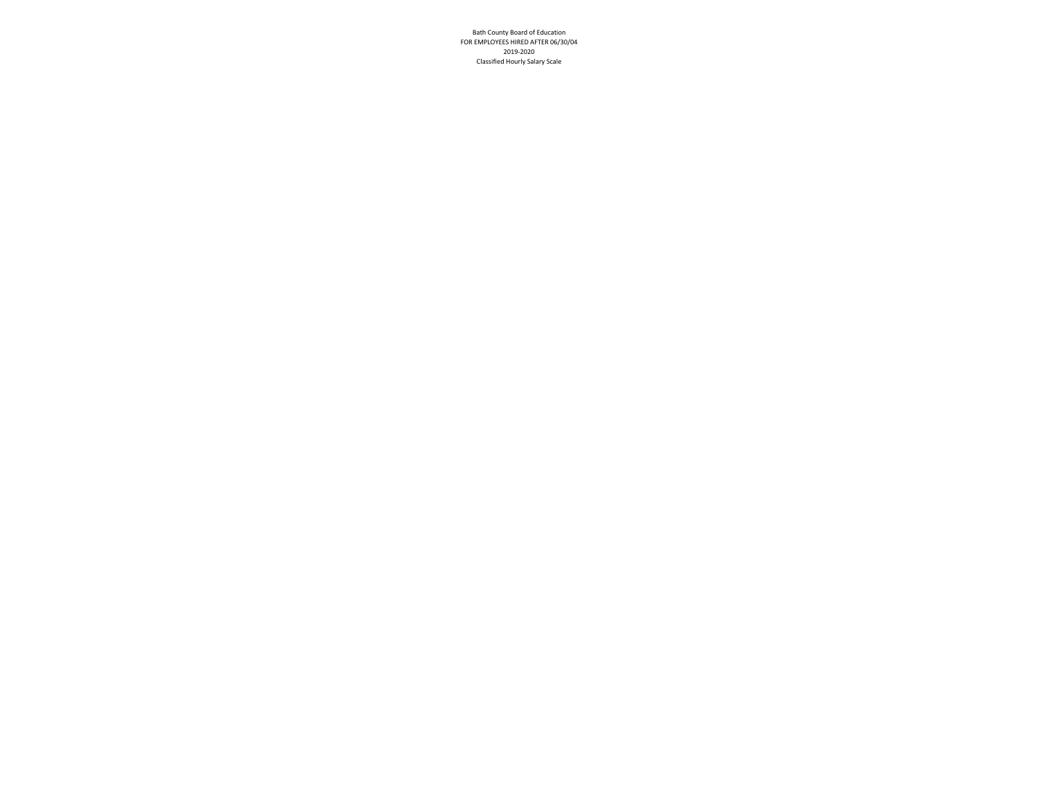Bath County Board of Education

FOR EMPLOYEES HIRED AFTER 06/30/04

2019-2020

Classified Hourly Salary Scale